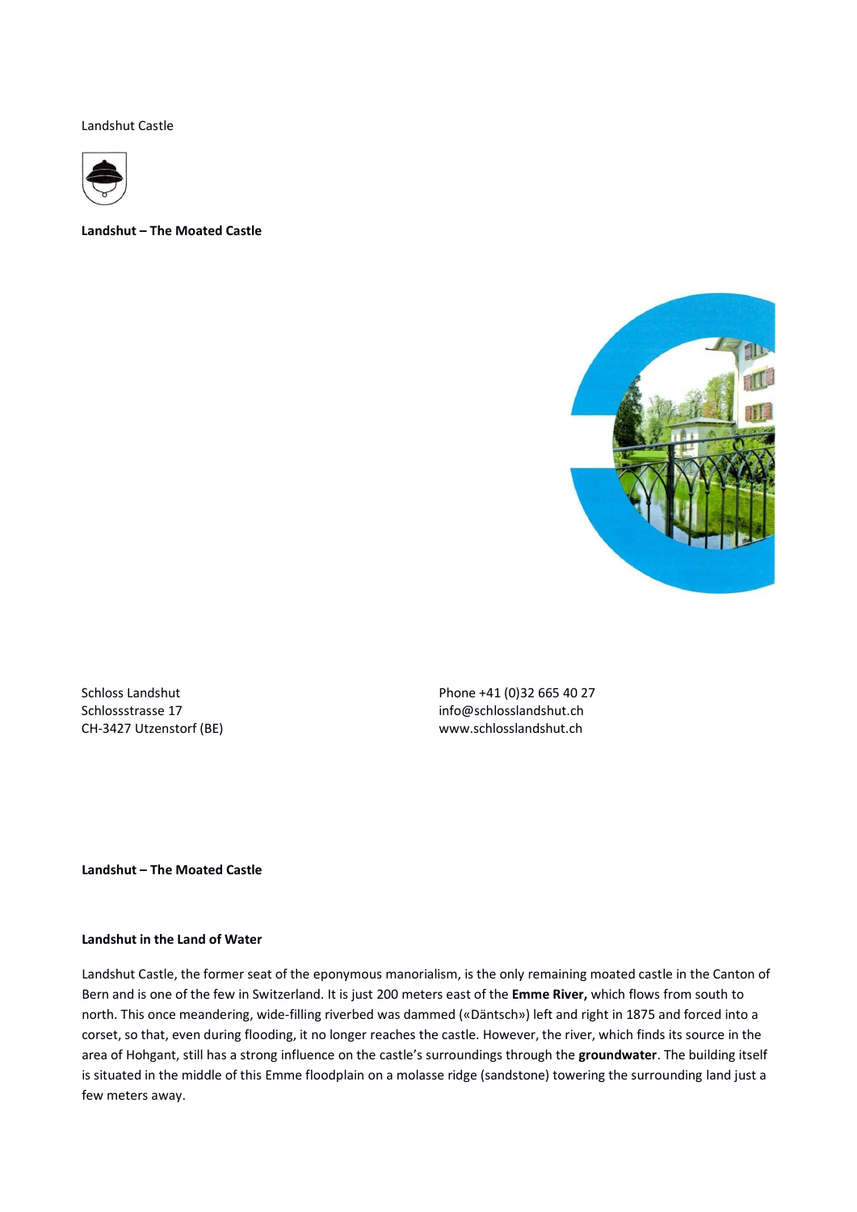Landshut Castle

**Landshut – The Moated Castle**

Schloss Landshut
Schlossstrasse 17
CH-3427 Utzenstorf (BE)

Phone +41 (0)32 665 40 27
info@schlosslandshut.ch
www.schlosslandshut.ch

## Landshut – The Moated Castle

### Landshut in the Land of Water

Landshut Castle, the former seat of the eponymous manorialism, is the only remaining moated castle in the Canton of Bern and is one of the few in Switzerland. It is just 200 meters east of the **Emme River,** which flows from south to north. This once meandering, wide-filling riverbed was dammed («Däntsch») left and right in 1875 and forced into a corset, so that, even during flooding, it no longer reaches the castle. However, the river, which finds its source in the area of Hohgant, still has a strong influence on the castle's surroundings through the **groundwater**. The building itself is situated in the middle of this Emme floodplain on a molasse ridge (sandstone) towering the surrounding land just a few meters away.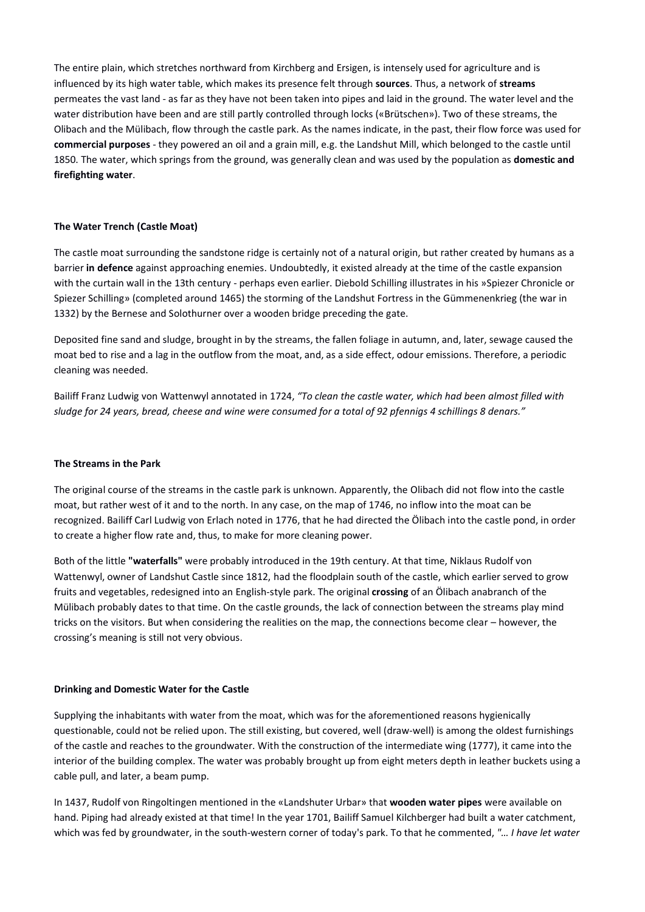The entire plain, which stretches northward from Kirchberg and Ersigen, is intensely used for agriculture and is influenced by its high water table, which makes its presence felt through **sources**. Thus, a network of **streams** permeates the vast land - as far as they have not been taken into pipes and laid in the ground. The water level and the water distribution have been and are still partly controlled through locks («Brütschen»). Two of these streams, the Olibach and the Mülibach, flow through the castle park. As the names indicate, in the past, their flow force was used for **commercial purposes** - they powered an oil and a grain mill, e.g. the Landshut Mill, which belonged to the castle until 1850. The water, which springs from the ground, was generally clean and was used by the population as **domestic and firefighting water**.

#### The Water Trench (Castle Moat)

The castle moat surrounding the sandstone ridge is certainly not of a natural origin, but rather created by humans as a barrier **in defence** against approaching enemies. Undoubtedly, it existed already at the time of the castle expansion with the curtain wall in the 13th century - perhaps even earlier. Diebold Schilling illustrates in his »Spiezer Chronicle or Spiezer Schilling» (completed around 1465) the storming of the Landshut Fortress in the Gümmenenkrieg (the war in 1332) by the Bernese and Solothurner over a wooden bridge preceding the gate.

Deposited fine sand and sludge, brought in by the streams, the fallen foliage in autumn, and, later, sewage caused the moat bed to rise and a lag in the outflow from the moat, and, as a side effect, odour emissions. Therefore, a periodic cleaning was needed.

Bailiff Franz Ludwig von Wattenwyl annotated in 1724, *"To clean the castle water, which had been almost filled with sludge for 24 years, bread, cheese and wine were consumed for a total of 92 pfennigs 4 schillings 8 denars."*

#### The Streams in the Park

The original course of the streams in the castle park is unknown. Apparently, the Olibach did not flow into the castle moat, but rather west of it and to the north. In any case, on the map of 1746, no inflow into the moat can be recognized. Bailiff Carl Ludwig von Erlach noted in 1776, that he had directed the Ölibach into the castle pond, in order to create a higher flow rate and, thus, to make for more cleaning power.

Both of the little **"waterfalls"** were probably introduced in the 19th century. At that time, Niklaus Rudolf von Wattenwyl, owner of Landshut Castle since 1812, had the floodplain south of the castle, which earlier served to grow fruits and vegetables, redesigned into an English-style park. The original **crossing** of an Ölibach anabranch of the Mülibach probably dates to that time. On the castle grounds, the lack of connection between the streams play mind tricks on the visitors. But when considering the realities on the map, the connections become clear – however, the crossing's meaning is still not very obvious.

#### Drinking and Domestic Water for the Castle

Supplying the inhabitants with water from the moat, which was for the aforementioned reasons hygienically questionable, could not be relied upon. The still existing, but covered, well (draw-well) is among the oldest furnishings of the castle and reaches to the groundwater. With the construction of the intermediate wing (1777), it came into the interior of the building complex. The water was probably brought up from eight meters depth in leather buckets using a cable pull, and later, a beam pump.

In 1437, Rudolf von Ringoltingen mentioned in the «Landshuter Urbar» that **wooden water pipes** were available on hand. Piping had already existed at that time! In the year 1701, Bailiff Samuel Kilchberger had built a water catchment, which was fed by groundwater, in the south-western corner of today's park. To that he commented, *"… I have let water*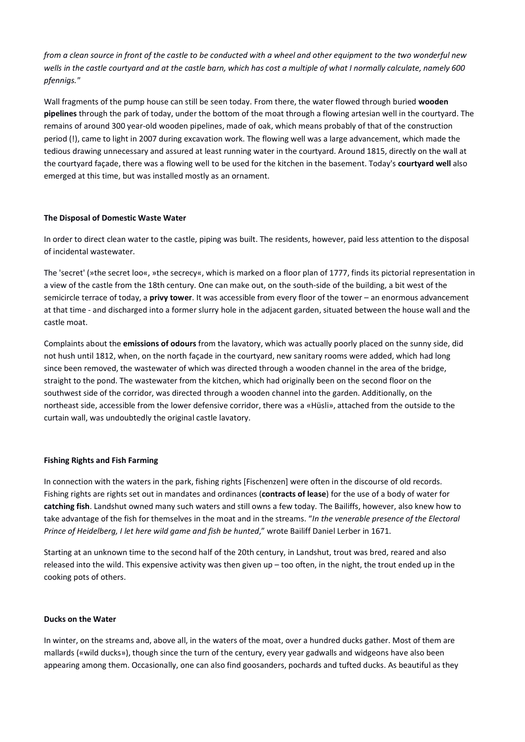*from a clean source in front of the castle to be conducted with a wheel and other equipment to the two wonderful new wells in the castle courtyard and at the castle barn, which has cost a multiple of what I normally calculate, namely 600 pfennigs."*

Wall fragments of the pump house can still be seen today. From there, the water flowed through buried **wooden pipelines** through the park of today, under the bottom of the moat through a flowing artesian well in the courtyard. The remains of around 300 year-old wooden pipelines, made of oak, which means probably of that of the construction period (!), came to light in 2007 during excavation work. The flowing well was a large advancement, which made the tedious drawing unnecessary and assured at least running water in the courtyard. Around 1815, directly on the wall at the courtyard façade, there was a flowing well to be used for the kitchen in the basement. Today's **courtyard well** also emerged at this time, but was installed mostly as an ornament.

#### The Disposal of Domestic Waste Water

In order to direct clean water to the castle, piping was built. The residents, however, paid less attention to the disposal of incidental wastewater.

The 'secret' (»the secret loo«, »the secrecy«, which is marked on a floor plan of 1777, finds its pictorial representation in a view of the castle from the 18th century. One can make out, on the south-side of the building, a bit west of the semicircle terrace of today, a **privy tower**. It was accessible from every floor of the tower – an enormous advancement at that time - and discharged into a former slurry hole in the adjacent garden, situated between the house wall and the castle moat.

Complaints about the **emissions of odours** from the lavatory, which was actually poorly placed on the sunny side, did not hush until 1812, when, on the north façade in the courtyard, new sanitary rooms were added, which had long since been removed, the wastewater of which was directed through a wooden channel in the area of the bridge, straight to the pond. The wastewater from the kitchen, which had originally been on the second floor on the southwest side of the corridor, was directed through a wooden channel into the garden. Additionally, on the northeast side, accessible from the lower defensive corridor, there was a «Hüsli», attached from the outside to the curtain wall, was undoubtedly the original castle lavatory.

#### Fishing Rights and Fish Farming

In connection with the waters in the park, fishing rights [Fischenzen] were often in the discourse of old records. Fishing rights are rights set out in mandates and ordinances (**contracts of lease**) for the use of a body of water for **catching fish**. Landshut owned many such waters and still owns a few today. The Bailiffs, however, also knew how to take advantage of the fish for themselves in the moat and in the streams. "*In the venerable presence of the Electoral Prince of Heidelberg, I let here wild game and fish be hunted*," wrote Bailiff Daniel Lerber in 1671.

Starting at an unknown time to the second half of the 20th century, in Landshut, trout was bred, reared and also released into the wild. This expensive activity was then given up – too often, in the night, the trout ended up in the cooking pots of others.

#### Ducks on the Water

In winter, on the streams and, above all, in the waters of the moat, over a hundred ducks gather. Most of them are mallards («wild ducks»), though since the turn of the century, every year gadwalls and widgeons have also been appearing among them. Occasionally, one can also find goosanders, pochards and tufted ducks. As beautiful as they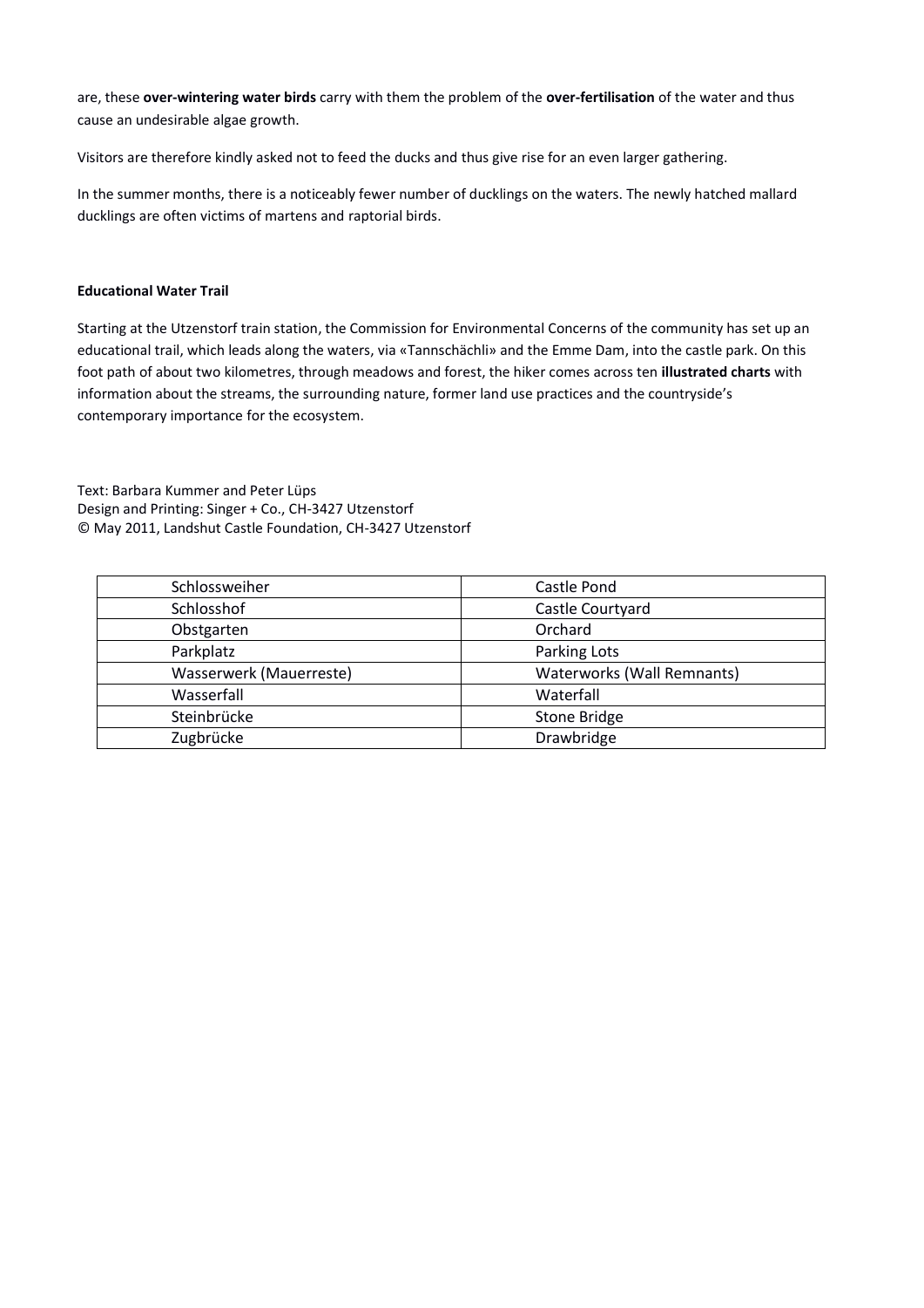are, these **over-wintering water birds** carry with them the problem of the **over-fertilisation** of the water and thus cause an undesirable algae growth.

Visitors are therefore kindly asked not to feed the ducks and thus give rise for an even larger gathering.

In the summer months, there is a noticeably fewer number of ducklings on the waters. The newly hatched mallard ducklings are often victims of martens and raptorial birds.

**Educational Water Trail**

Starting at the Utzenstorf train station, the Commission for Environmental Concerns of the community has set up an educational trail, which leads along the waters, via «Tannschächli» and the Emme Dam, into the castle park. On this foot path of about two kilometres, through meadows and forest, the hiker comes across ten **illustrated charts** with information about the streams, the surrounding nature, former land use practices and the countryside's contemporary importance for the ecosystem.

Text: Barbara Kummer and Peter Lüps
Design and Printing: Singer + Co., CH-3427 Utzenstorf
© May 2011, Landshut Castle Foundation, CH-3427 Utzenstorf

| | |
|---|---|
| Schlossweiher | Castle Pond |
| Schlosshof | Castle Courtyard |
| Obstgarten | Orchard |
| Parkplatz | Parking Lots |
| Wasserwerk (Mauerreste) | Waterworks (Wall Remnants) |
| Wasserfall | Waterfall |
| Steinbrücke | Stone Bridge |
| Zugbrücke | Drawbridge |